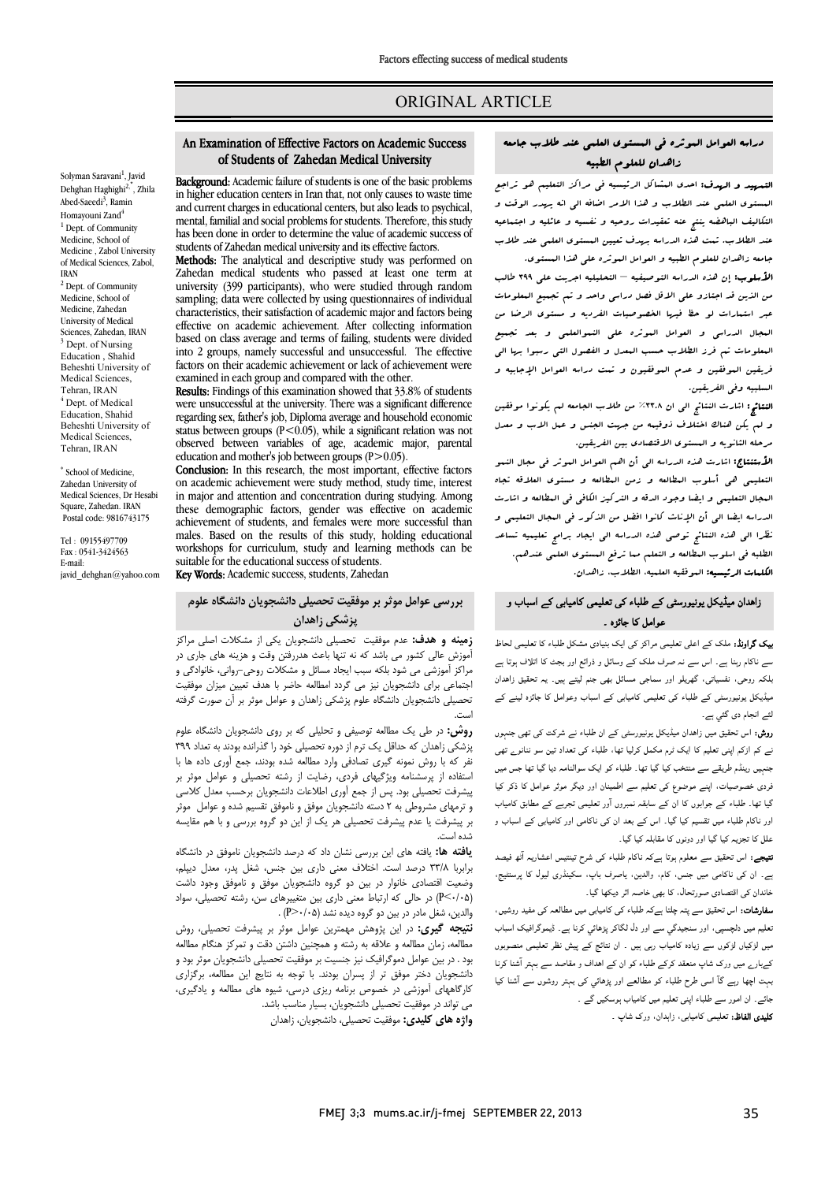ORIGINAL ARTICLE

# An Examination of Effective Factors on Academic Success of Students of Zahedan Medical University

Solyman Saravani[1], Javid Dehghan Haghighi[2*], Zhila Abed-Saeedi[3], Ramin Homayouni Zand[4]

[1] Dept. of Community Medicine, School of Medicine, Zabol University of Medical Sciences, Zabol, IRAN

[2] Dept. of Community Medicine, School of Medicine, Zahedan University of Medical Sciences, Zahedan, IRAN

[3] Dept. of Nursing Education, Shahid Beheshti University of Medical Sciences, Tehran, IRAN

[4] Dept. of Medical Education, Shahid Beheshti University of Medical Sciences, Tehran, IRAN

* School of Medicine, Zahedan University of Medical Sciences, Dr Hesabi Square, Zahedan. IRAN
Postal code: 9816743175

Tel : 09155497709
Fax : 0541-3424563
E-mail: javid_dehghan@yahoo.com

**Background:** Academic failure of students is one of the basic problems in higher education centers in Iran that, not only causes to waste time and current charges in educational centers, but also leads to psychical, mental, familial and social problems for students. Therefore, this study has been done in order to determine the value of academic success of students of Zahedan medical university and its effective factors.

**Methods:** The analytical and descriptive study was performed on Zahedan medical students who passed at least one term at university (399 participants), who were studied through random sampling; data were collected by using questionnaires of individual characteristics, their satisfaction of academic major and factors being effective on academic achievement. After collecting information based on class average and terms of failing, students were divided into 2 groups, namely successful and unsuccessful. The effective factors on their academic achievement or lack of achievement were examined in each group and compared with the other.

**Results:** Findings of this examination showed that 33.8% of students were unsuccessful at the university. There was a significant difference regarding sex, father's job, Diploma average and household economic status between groups ($P<0.05$), while a significant relation was not observed between variables of age, academic major, parental education and mother's job between groups ($P>0.05$).

**Conclusion:** In this research, the most important, effective factors on academic achievement were study method, study time, interest in major and attention and concentration during studying. Among these demographic factors, gender was effective on academic achievement of students, and females were more successful than males. Based on the results of this study, holding educational workshops for curriculum, study and learning methods can be suitable for the educational success of students.

**Key Words:** Academic success, students, Zahedan

# دراسه العوامل الموثره فی المستوی العلمی عند طلاب جامعه زاهدان للعلوم الطبیه

**التمهید و الهدف:** احدی المشاکل الرئیسیه فی مراکز التعلیم هو تراجع المستوی العلمی عند الطلاب و هذا الامر اضافه الی انه یهدر الوقت و التکالیف الباهضه ینتج عنه تعقیدات روحیه و نفسیه و عائلیه و اجتماعیه عند الطلاب. تمت هذه الدراسه بهدف تعیین المستوی العلمی عند طلاب جامعه زاهدان للعلوم الطبیه و العوامل الموثره علی هذا المستوی.

**الأسلوب:** إن هذه الدراسه التوصیفیه – التحلیلیه اجریت علی ۳۹۹ طالب من الذین قد اجتازو علی الاقل فصل دراسی واحد و تم تجمیع المعلومات عبر استمارات لوحظ فیها الخصوصیات الفردیه و مستوی الرضا من المجال الدراسی و العوامل الموثره علی النموالعلمی و بعد تجمیع المعلومات تم فرز الطلاب حسب المعدل و الفصول التی رسبوا بها الی فریقین الموفقین و عدم الموفقین و تمت دراسه العوامل الإیجابیه و السلبیه فی الفریقین.

**النتائج:** اشارت النتائج الی ان ۳۳.۸٪ من طلاب الجامعه لم یکونوا موفقین و لم یکن هناک اختلاف ذوقیمه من جهت الجنس و عمل الاب و معدل مرحله الثانویه و المستوی الاقتصادی بین الفریقین.

**الأستنتاج:** اشارت هذه الدراسه الی أن اهم العوامل الموثر فی مجال النمو التعلیمی هی أسلوب المطالعه و زمن المطالعه و مستوی العلاقه تجاه المجال التعلیمی و ایضا وجود الدقه و الترکیز الکافی فی المطالعه و اشارت الدراسه ایضا الی أن الإناث کانوا افضل من الذکور فی المجال التعلیمی و نظرا الی هذه النتائج توصی هذه الدراسه الی ایجاد برامج تعلیمیه تساعد الطلبه فی اسلوب المطالعه و التعلم مما ترفع المستوی العلمی عندهم.

**الکلمات الرئیسیه:** الموفقیه العلمیه، الطلاب، زاهدان.

# بررسی عوامل موثر بر موفقیت تحصیلی دانشجویان دانشگاه علوم پزشکی زاهدان

**زمینه و هدف:** عدم موفقیت تحصیلی دانشجویان یکی از مشکلات اصلی مراکز آموزش عالی کشور می باشد که نه تنها باعث هدررفتن وقت و هزینه های جاری در مراکز آموزشی می شود بلکه سبب ایجاد مسائل و مشکلات روحی-روانی، خانوادگی و اجتماعی برای دانشجویان نیز می گردد. مطالعه حاضر با هدف تعیین میزان موفقیت تحصیلی دانشجویان دانشگاه علوم پزشکی زاهدان و عوامل موثر بر آن صورت گرفته است.

**روش:** در طی یک مطالعه توصیفی و تحلیلی که بر روی دانشجویان دانشگاه علوم پزشکی زاهدان که حداقل یک ترم از دوره تحصیلی خود را گذارنده بودند به تعداد ۳۹۹ نفر که با روش نمونه گیری تصادفی وارد مطالعه شده بودند، جمع آوری داده ها با استفاده از پرسشنامه ویژگیهای فردی، رضایت از رشته تحصیلی و عوامل موثر بر پیشرفت تحصیلی بود. پس از جمع آوری اطلاعات دانشجویان برحسب معدل کلاسی و ترمهای مشروطی به ۲ دسته دانشجویان موفق و ناموفق تقسیم شده و عوامل موثر بر پیشرفت یا عدم پیشرفت تحصیلی هر یک از این دو گروه بررسی و با هم مقایسه شده است.

**یافته ها:** یافته های این بررسی نشان داد که درصد دانشجویان ناموفق در دانشگاه برابربا ۳۳/۸ درصد است. اختلاف معنی داری بین جنس، شغل پدر، معدل دیپلم، وضعیت اقتصادی خانوار در بین دو گروه دانشجویان موفق و ناموفق وجود داشت ($P<0.05$) در حالی که ارتباط معنی داری بین متغیرهای سن، رشته تحصیلی، سواد والدین، شغل مادر در بین دو گروه دیده نشد ($P>0.05$).

**نتیجه گیری:** در این پژوهش مهمترین عوامل موثر بر پیشرفت تحصیلی، روش مطالعه، زمان مطالعه و علاقه به رشته و همچنین داشتن دقت و تمرکز هنگام مطالعه بود. در بین عوامل دموگرافیک نیز جنسیت بر موفقیت تحصیلی دانشجویان موثر بود و دانشجویان دختر موفق تر از پسران بودند. با توجه به نتایج این مطالعه، برگزاری کارگاههای آموزشی در خصوص برنامه ریزی درسی، شیوه های مطالعه و یادگیری، می تواند در موفقیت تحصیلی دانشجویان، بسیار مناسب باشد.

**واژه های کلیدی:** موفقیت تحصیلی، دانشجویان، زاهدان

# زاهدان میڈیکل یونیورسٹی کے طلباء کی تعلیمی کامیابی کے اسباب و عوامل کا جائزہ ۔

**بیک گراونڈ:** ملک کے اعلی تعلیمی مراکز کی ایک بنیادی مشکل طلباء کا تعلیمی لحاظ سے ناکام رہنا ہے۔ اس سے نہ صرف ملک کے وسائل و ذرائع اور بجٹ کا اتلاف ہوتا ہے بلکہ روحی، نفسیاتی، گھریلو اور سماجی مسائل بھی جنم لیتے ہیں۔ یہ تحقیق زاھدان میڈیکل یونیورسٹی کے طلباء کی تعلیمی کامیابی کے اسباب وعوامل کا جائزہ لینے کے لئے انجام دی گئي ہے۔

**روش:** اس تحقیق میں زاھدان میڈیکل یونیورسٹی کے ان طلباء نے شرکت کی تھی جنہوں نے کم از کم اپنی تعلیم کا ایک ٹرم مکمل کرلیا تھا، طلباء کی تعداد تین سو ننانوے تھی جنہیں رینڈم طریقے سے منتخب کیا گیا تھا۔ طلباء کو ایک سوالنامہ دیا گيا تھا جس میں فردی خصوصیات، اپنے موضوع کی تعلیم سے اطمینان اور دیگر موثر عوامل کا ذکر کیا گيا تھا۔ طلباء کے جوابوں کا ان کے سابقہ نمبروں اور تعلیمی تجربے کے مطابق کامیاب اور ناکام طلباء میں تقسیم کیا گيا۔ اس کے بعد ان کی ناکامی اور کامیابی کے اسباب و علل کا تجزیہ کیا گیا اور دونوں کا مقابلہ کیا گيا۔

**نتیجے:** اس تحقیق سے معلوم ہوتا ہےکہ ناکام طلباء کی شرح تینتیس اعشاریہ آٹھ فیصد ہے۔ ان کی ناکامی میں جنس، کام، والدین، یاصرف باپ، سکینڈری لیول کا پرسنٹیج، خاندان کی اقتصادی صورتحال، کا بھی خاصہ اثر دیکھا گیا۔

**سفارشات:** اس تحقیق سے پتہ چلتا ہےکہ طلباء کی کامیابی میں مطالعہ کی مفید روشیں، تعلیم میں دلچسپی، اور سنجیدگي سے اور دل لگاکر پڑھائي کرنا ہے۔ ڈیموگرافیک اسباب میں لڑکیاں لڑکوں سے زیادہ کامیاب رہی ہیں ۔ ان نتائج کے پیش نظر تعلیمی منصوبوں کےبارے میں ورک شاپ منعقد کرکے طلباء کو ان کے اہداف و مقاصد سے بہتر آشنا کرنا بہت اچھا رہے گآ اسی طرح طلباء کو مطالعے اور پڑھائي کی بہتر روشوں سے آشنا کیا جائے۔ ان امور سے طلباء اپنی تعلیم میں کامیاب ہوسکیں گے ۔

**کلیدی الفاظ:** تعلیمی کامیابی، زاہدان، ورک شاپ ۔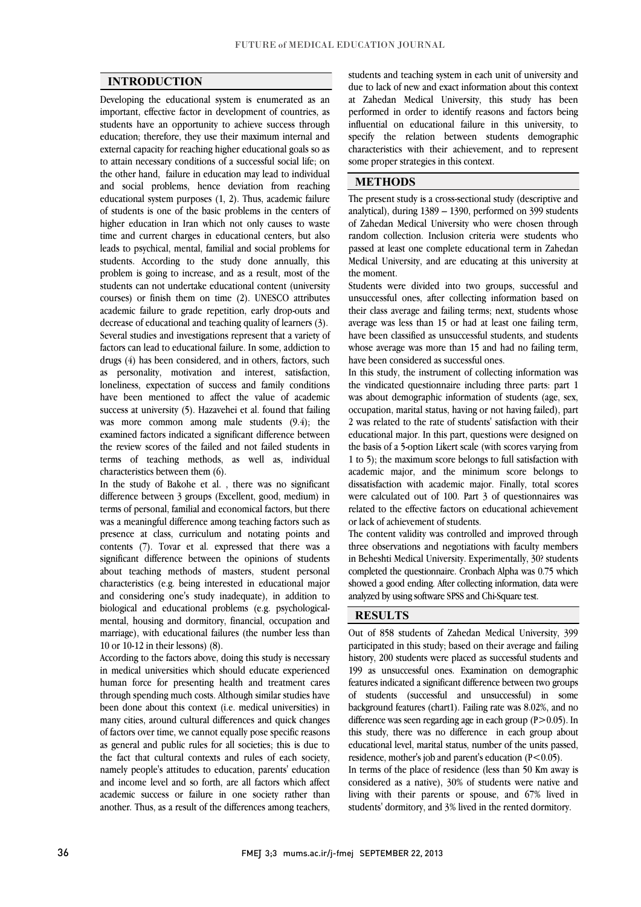## INTRODUCTION

Developing the educational system is enumerated as an important, effective factor in development of countries, as students have an opportunity to achieve success through education; therefore, they use their maximum internal and external capacity for reaching higher educational goals so as to attain necessary conditions of a successful social life; on the other hand, failure in education may lead to individual and social problems, hence deviation from reaching educational system purposes (1, 2). Thus, academic failure of students is one of the basic problems in the centers of higher education in Iran which not only causes to waste time and current charges in educational centers, but also leads to psychical, mental, familial and social problems for students. According to the study done annually, this problem is going to increase, and as a result, most of the students can not undertake educational content (university courses) or finish them on time (2). UNESCO attributes academic failure to grade repetition, early drop-outs and decrease of educational and teaching quality of learners (3).

Several studies and investigations represent that a variety of factors can lead to educational failure. In some, addiction to drugs (4) has been considered, and in others, factors, such as personality, motivation and interest, satisfaction, loneliness, expectation of success and family conditions have been mentioned to affect the value of academic success at university (5). Hazavehei et al. found that failing was more common among male students (9.4); the examined factors indicated a significant difference between the review scores of the failed and not failed students in terms of teaching methods, as well as, individual characteristics between them (6).

In the study of Bakohe et al. , there was no significant difference between 3 groups (Excellent, good, medium) in terms of personal, familial and economical factors, but there was a meaningful difference among teaching factors such as presence at class, curriculum and notating points and contents (7). Tovar et al. expressed that there was a significant difference between the opinions of students about teaching methods of masters, student personal characteristics (e.g. being interested in educational major and considering one's study inadequate), in addition to biological and educational problems (e.g. psychological-mental, housing and dormitory, financial, occupation and marriage), with educational failures (the number less than 10 or 10-12 in their lessons) (8).

According to the factors above, doing this study is necessary in medical universities which should educate experienced human force for presenting health and treatment cares through spending much costs. Although similar studies have been done about this context (i.e. medical universities) in many cities, around cultural differences and quick changes of factors over time, we cannot equally pose specific reasons as general and public rules for all societies; this is due to the fact that cultural contexts and rules of each society, namely people's attitudes to education, parents' education and income level and so forth, are all factors which affect academic success or failure in one society rather than another. Thus, as a result of the differences among teachers, students and teaching system in each unit of university and due to lack of new and exact information about this context at Zahedan Medical University, this study has been performed in order to identify reasons and factors being influential on educational failure in this university, to specify the relation between students demographic characteristics with their achievement, and to represent some proper strategies in this context.

## METHODS

The present study is a cross-sectional study (descriptive and analytical), during 1389 – 1390, performed on 399 students of Zahedan Medical University who were chosen through random collection. Inclusion criteria were students who passed at least one complete educational term in Zahedan Medical University, and are educating at this university at the moment.

Students were divided into two groups, successful and unsuccessful ones, after collecting information based on their class average and failing terms; next, students whose average was less than 15 or had at least one failing term, have been classified as unsuccessful students, and students whose average was more than 15 and had no failing term, have been considered as successful ones.

In this study, the instrument of collecting information was the vindicated questionnaire including three parts: part 1 was about demographic information of students (age, sex, occupation, marital status, having or not having failed), part 2 was related to the rate of students' satisfaction with their educational major. In this part, questions were designed on the basis of a 5-option Likert scale (with scores varying from 1 to 5); the maximum score belongs to full satisfaction with academic major, and the minimum score belongs to dissatisfaction with academic major. Finally, total scores were calculated out of 100. Part 3 of questionnaires was related to the effective factors on educational achievement or lack of achievement of students.

The content validity was controlled and improved through three observations and negotiations with faculty members in Beheshti Medical University. Experimentally, 30? students completed the questionnaire. Cronbach Alpha was 0.75 which showed a good ending. After collecting information, data were analyzed by using software SPSS and Chi-Square test.

## RESULTS

Out of 858 students of Zahedan Medical University, 399 participated in this study; based on their average and failing history, 200 students were placed as successful students and 199 as unsuccessful ones. Examination on demographic features indicated a significant difference between two groups of students (successful and unsuccessful) in some background features (chart1). Failing rate was 8.02%, and no difference was seen regarding age in each group ($P>0.05$). In this study, there was no difference in each group about educational level, marital status, number of the units passed, residence, mother's job and parent's education ($P<0.05$).

In terms of the place of residence (less than 50 Km away is considered as a native), 30% of students were native and living with their parents or spouse, and 67% lived in students' dormitory, and 3% lived in the rented dormitory.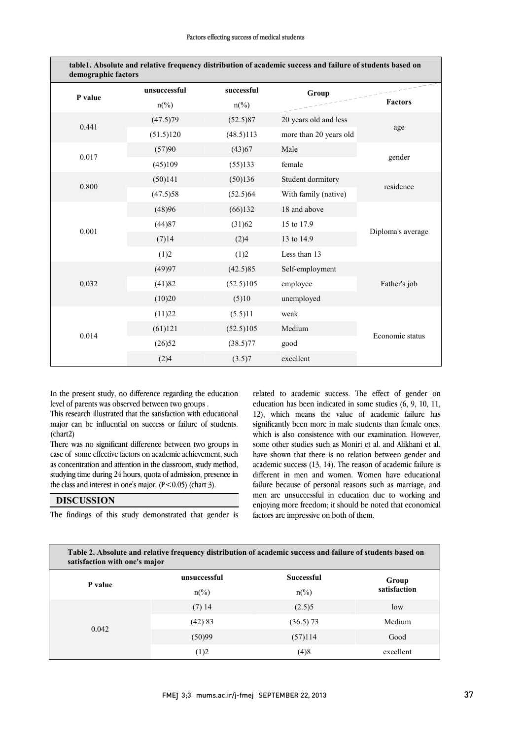**table1. Absolute and relative frequency distribution of academic success and failure of students based on demographic factors**

| P value | unsuccessful n(%) | successful n(%) | Group | Factors |
|---|---|---|---|---|
| 0.441 | (47.5)79 | (52.5)87 | 20 years old and less | age |
| | (51.5)120 | (48.5)113 | more than 20 years old | |
| 0.017 | (57)90 | (43)67 | Male | gender |
| | (45)109 | (55)133 | female | |
| 0.800 | (50)141 | (50)136 | Student dormitory | residence |
| | (47.5)58 | (52.5)64 | With family (native) | |
| 0.001 | (48)96 | (66)132 | 18 and above | Diploma's average |
| | (44)87 | (31)62 | 15 to 17.9 | |
| | (7)14 | (2)4 | 13 to 14.9 | |
| | (1)2 | (1)2 | Less than 13 | |
| 0.032 | (49)97 | (42.5)85 | Self-employment | Father's job |
| | (41)82 | (52.5)105 | employee | |
| | (10)20 | (5)10 | unemployed | |
| 0.014 | (11)22 | (5.5)11 | weak | Economic status |
| | (61)121 | (52.5)105 | Medium | |
| | (26)52 | (38.5)77 | good | |
| | (2)4 | (3.5)7 | excellent | |

In the present study, no difference regarding the education level of parents was observed between two groups .

This research illustrated that the satisfaction with educational major can be influential on success or failure of students. (chart2)

There was no significant difference between two groups in case of some effective factors on academic achievement, such as concentration and attention in the classroom, study method, studying time during 24 hours, quota of admission, presence in the class and interest in one's major, ($P<0.05$) (chart 3).

## DISCUSSION

The findings of this study demonstrated that gender is related to academic success. The effect of gender on education has been indicated in some studies (6, 9, 10, 11, 12), which means the value of academic failure has significantly been more in male students than female ones, which is also consistence with our examination. However, some other studies such as Moniri et al. and Alikhani et al. have shown that there is no relation between gender and academic success (13, 14). The reason of academic failure is different in men and women. Women have educational failure because of personal reasons such as marriage, and men are unsuccessful in education due to working and enjoying more freedom; it should be noted that economical factors are impressive on both of them.

**Table 2. Absolute and relative frequency distribution of academic success and failure of students based on satisfaction with one's major**

| P value | unsuccessful n(%) | Successful n(%) | Group satisfaction |
|---|---|---|---|
| 0.042 | (7) 14 | (2.5)5 | low |
| | (42) 83 | (36.5) 73 | Medium |
| | (50)99 | (57)114 | Good |
| | (1)2 | (4)8 | excellent |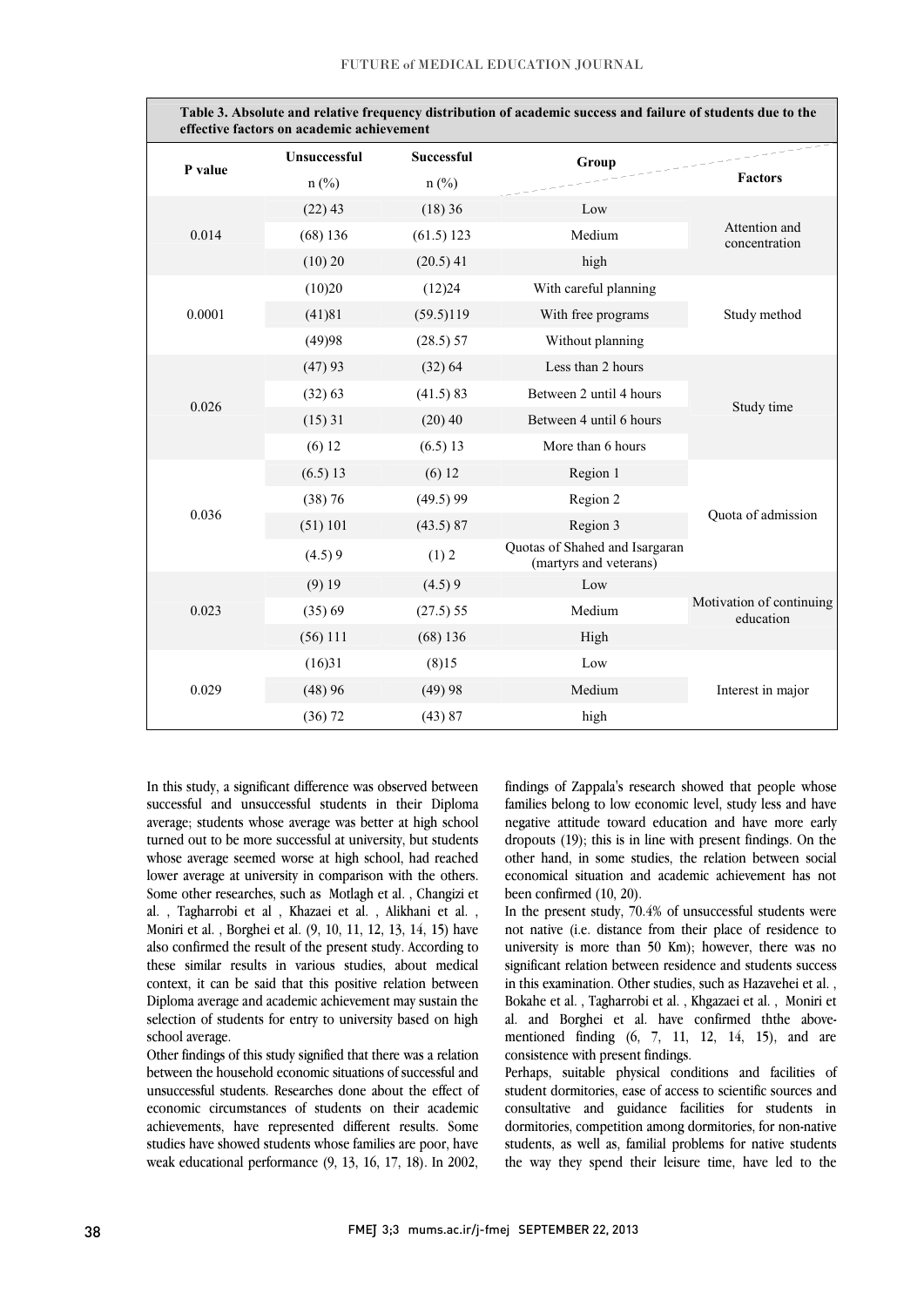**Table 3. Absolute and relative frequency distribution of academic success and failure of students due to the effective factors on academic achievement**

| P value | Unsuccessful n (%) | Successful n (%) | Group | Factors |
|---|---|---|---|---|
| 0.014 | (22) 43 | (18) 36 | Low | Attention and concentration |
| | (68) 136 | (61.5) 123 | Medium | |
| | (10) 20 | (20.5) 41 | high | |
| 0.0001 | (10)20 | (12)24 | With careful planning | Study method |
| | (41)81 | (59.5)119 | With free programs | |
| | (49)98 | (28.5) 57 | Without planning | |
| 0.026 | (47) 93 | (32) 64 | Less than 2 hours | Study time |
| | (32) 63 | (41.5) 83 | Between 2 until 4 hours | |
| | (15) 31 | (20) 40 | Between 4 until 6 hours | |
| | (6) 12 | (6.5) 13 | More than 6 hours | |
| 0.036 | (6.5) 13 | (6) 12 | Region 1 | Quota of admission |
| | (38) 76 | (49.5) 99 | Region 2 | |
| | (51) 101 | (43.5) 87 | Region 3 | |
| | (4.5) 9 | (1) 2 | Quotas of Shahed and Isargaran (martyrs and veterans) | |
| 0.023 | (9) 19 | (4.5) 9 | Low | Motivation of continuing education |
| | (35) 69 | (27.5) 55 | Medium | |
| | (56) 111 | (68) 136 | High | |
| 0.029 | (16)31 | (8)15 | Low | Interest in major |
| | (48) 96 | (49) 98 | Medium | |
| | (36) 72 | (43) 87 | high | |

In this study, a significant difference was observed between successful and unsuccessful students in their Diploma average; students whose average was better at high school turned out to be more successful at university, but students whose average seemed worse at high school, had reached lower average at university in comparison with the others. Some other researches, such as Motlagh et al. , Changizi et al. , Tagharrobi et al , Khazaei et al. , Alikhani et al. , Moniri et al. , Borghei et al. (9, 10, 11, 12, 13, 14, 15) have also confirmed the result of the present study. According to these similar results in various studies, about medical context, it can be said that this positive relation between Diploma average and academic achievement may sustain the selection of students for entry to university based on high school average.

Other findings of this study signified that there was a relation between the household economic situations of successful and unsuccessful students. Researches done about the effect of economic circumstances of students on their academic achievements, have represented different results. Some studies have showed students whose families are poor, have weak educational performance (9, 13, 16, 17, 18). In 2002, findings of Zappala's research showed that people whose families belong to low economic level, study less and have negative attitude toward education and have more early dropouts (19); this is in line with present findings. On the other hand, in some studies, the relation between social economical situation and academic achievement has not been confirmed (10, 20).

In the present study, 70.4% of unsuccessful students were not native (i.e. distance from their place of residence to university is more than 50 Km); however, there was no significant relation between residence and students success in this examination. Other studies, such as Hazavehei et al. , Bokahe et al. , Tagharrobi et al. , Khgazaei et al. , Moniri et al. and Borghei et al. have confirmed ththe above-mentioned finding (6, 7, 11, 12, 14, 15), and are consistence with present findings.

Perhaps, suitable physical conditions and facilities of student dormitories, ease of access to scientific sources and consultative and guidance facilities for students in dormitories, competition among dormitories, for non-native students, as well as, familial problems for native students the way they spend their leisure time, have led to the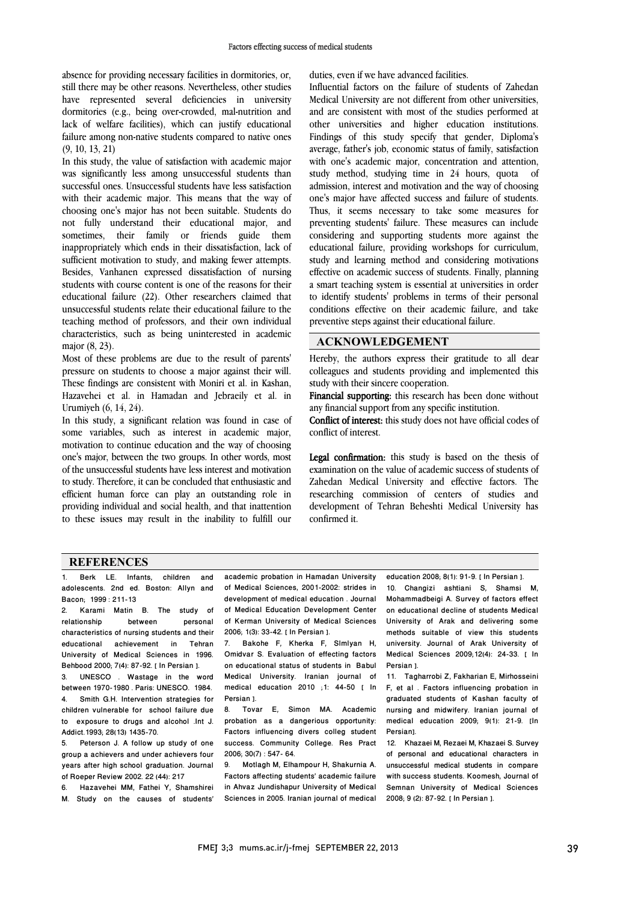absence for providing necessary facilities in dormitories, or, still there may be other reasons. Nevertheless, other studies have represented several deficiencies in university dormitories (e.g., being over-crowded, mal-nutrition and lack of welfare facilities), which can justify educational failure among non-native students compared to native ones (9, 10, 13, 21)

In this study, the value of satisfaction with academic major was significantly less among unsuccessful students than successful ones. Unsuccessful students have less satisfaction with their academic major. This means that the way of choosing one's major has not been suitable. Students do not fully understand their educational major, and sometimes, their family or friends guide them inappropriately which ends in their dissatisfaction, lack of sufficient motivation to study, and making fewer attempts. Besides, Vanhanen expressed dissatisfaction of nursing students with course content is one of the reasons for their educational failure (22). Other researchers claimed that unsuccessful students relate their educational failure to the teaching method of professors, and their own individual characteristics, such as being uninterested in academic major (8, 23).

Most of these problems are due to the result of parents' pressure on students to choose a major against their will. These findings are consistent with Moniri et al. in Kashan, Hazavehei et al. in Hamadan and Jebraeily et al. in Urumiyeh (6, 14, 24).

In this study, a significant relation was found in case of some variables, such as interest in academic major, motivation to continue education and the way of choosing one's major, between the two groups. In other words, most of the unsuccessful students have less interest and motivation to study. Therefore, it can be concluded that enthusiastic and efficient human force can play an outstanding role in providing individual and social health, and that inattention to these issues may result in the inability to fulfill our duties, even if we have advanced facilities.

Influential factors on the failure of students of Zahedan Medical University are not different from other universities, and are consistent with most of the studies performed at other universities and higher education institutions. Findings of this study specify that gender, Diploma's average, father's job, economic status of family, satisfaction with one's academic major, concentration and attention, study method, studying time in 24 hours, quota of admission, interest and motivation and the way of choosing one's major have affected success and failure of students. Thus, it seems necessary to take some measures for preventing students' failure. These measures can include considering and supporting students more against the educational failure, providing workshops for curriculum, study and learning method and considering motivations effective on academic success of students. Finally, planning a smart teaching system is essential at universities in order to identify students' problems in terms of their personal conditions effective on their academic failure, and take preventive steps against their educational failure.

## ACKNOWLEDGEMENT

Hereby, the authors express their gratitude to all dear colleagues and students providing and implemented this study with their sincere cooperation.

**Financial supporting:** this research has been done without any financial support from any specific institution.

**Conflict of interest:** this study does not have official codes of conflict of interest.

**Legal confirmation:** this study is based on the thesis of examination on the value of academic success of students of Zahedan Medical University and effective factors. The researching commission of centers of studies and development of Tehran Beheshti Medical University has confirmed it.

## REFERENCES

1. Berk LE. Infants, children and adolescents. 2nd ed. Boston: Allyn and Bacon; 1999 : 211-13
2. Karami Matin B. The study of relationship between personal characteristics of nursing students and their educational achievement in Tehran University of Medical Sciences in 1996. Behbood 2000; 7(4): 87-92. [ In Persian ].
3. UNESCO . Wastage in the word between 1970-1980 . Paris: UNESCO. 1984.
4. Smith G.H. Intervention strategies for children vulnerable for school failure due to exposure to drugs and alcohol .Int J. Addict.1993; 28(13) 1435-70.
5. Peterson J. A follow up study of one group a achievers and under achievers four years after high school graduation. Journal of Roeper Review 2002. 22 (44): 217
6. Hazavehei MM, Fathei Y, Shamshirei M. Study on the causes of students' academic probation in Hamadan University of Medical Sciences, 2001-2002: strides in development of medical education . Journal of Medical Education Development Center of Kerman University of Medical Sciences 2006; 1(3): 33-42. [ In Persian ].
7. Bakohe F, Kherka F, SImlyan H, Omidvar S. Evaluation of effecting factors on educational status of students in Babul Medical University. Iranian journal of medical education 2010 ;1: 44-50 [ In Persian ].
8. Tovar E, Simon MA. Academic probation as a dangerious opportunity: Factors influencing divers colleg student success. Community College. Res Pract 2006; 30(7) : 547- 64.
9. Motlagh M, Elhampour H, Shakurnia A. Factors affecting students' academic failure in Ahvaz Jundishapur University of Medical Sciences in 2005. Iranian journal of medical education 2008; 8(1): 91-9. [ In Persian ].
10. Changizi ashtiani S, Shamsi M, Mohammadbeigi A. Survey of factors effect on educational decline of students Medical University of Arak and delivering some methods suitable of view this students university. Journal of Arak University of Medical Sciences 2009;12(4): 24-33. [ In Persian ].
11. Tagharrobi Z, Fakharian E, Mirhosseini F, et al . Factors influencing probation in graduated students of Kashan faculty of nursing and midwifery. Iranian journal of medical education 2009; 9(1): 21-9. [In Persian].
12. Khazaei M, Rezaei M, Khazaei S. Survey of personal and educational characters in unsuccessful medical students in compare with success students. Koomesh, Journal of Semnan University of Medical Sciences 2008; 9 (2): 87-92. [ In Persian ].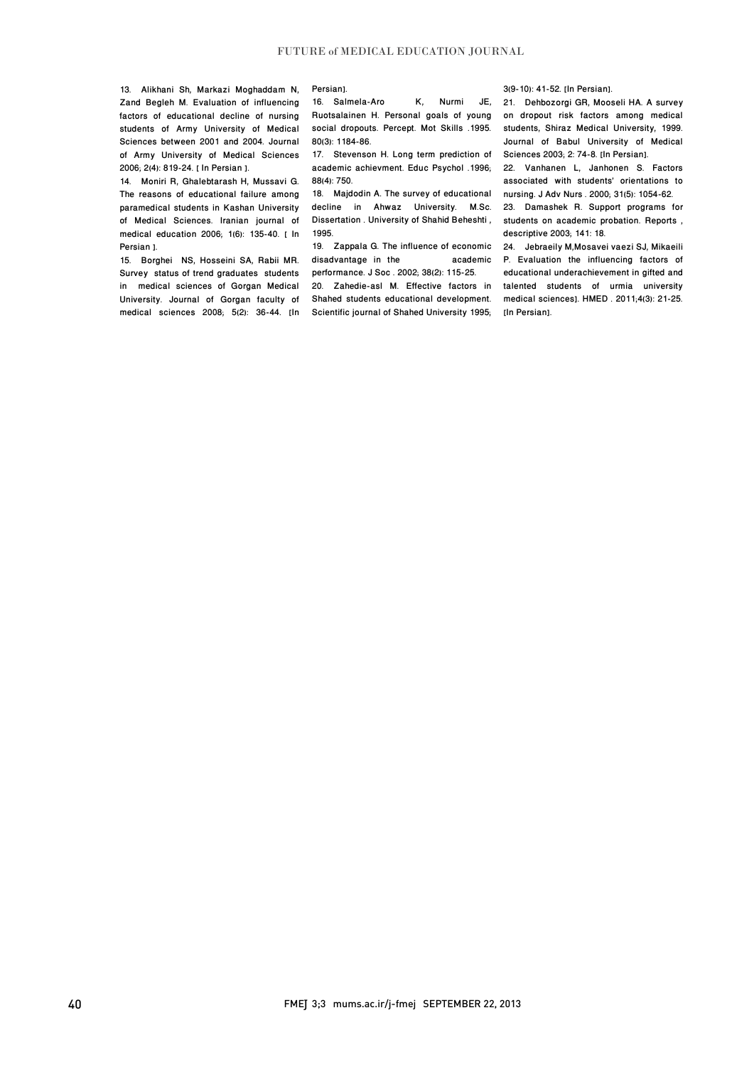13. Alikhani Sh, Markazi Moghaddam N, Zand Begleh M. Evaluation of influencing factors of educational decline of nursing students of Army University of Medical Sciences between 2001 and 2004. Journal of Army University of Medical Sciences 2006; 2(4): 819-24. [ In Persian ].

14. Moniri R, Ghalebtarash H, Mussavi G. The reasons of educational failure among paramedical students in Kashan University of Medical Sciences. Iranian journal of medical education 2006; 1(6): 135-40. [ In Persian ].

15. Borghei NS, Hosseini SA, Rabii MR. Survey status of trend graduates students in medical sciences of Gorgan Medical University. Journal of Gorgan faculty of medical sciences 2008; 5(2): 36-44. [In Persian].

16. Salmela-Aro K, Nurmi JE, Ruotsalainen H. Personal goals of young social dropouts. Percept. Mot Skills .1995. 80(3): 1184-86.

17. Stevenson H. Long term prediction of academic achievment. Educ Psychol .1996; 88(4): 750.

18. Majdodin A. The survey of educational decline in Ahwaz University. M.Sc. Dissertation . University of Shahid Beheshti , 1995.

19. Zappala G. The influence of economic disadvantage in the academic performance. J Soc . 2002; 38(2): 115-25.

20. Zahedie-asl M. Effective factors in Shahed students educational development. Scientific journal of Shahed University 1995; 3(9-10): 41-52. [In Persian].

21. Dehbozorgi GR, Mooseli HA. A survey on dropout risk factors among medical students, Shiraz Medical University, 1999. Journal of Babul University of Medical Sciences 2003; 2: 74-8. [In Persian].

22. Vanhanen L, Janhonen S. Factors associated with students' orientations to nursing. J Adv Nurs . 2000; 31(5): 1054-62.

23. Damashek R. Support programs for students on academic probation. Reports , descriptive 2003; 141: 18.

24. Jebraeily M,Mosavei vaezi SJ, Mikaeili P. Evaluation the influencing factors of educational underachievement in gifted and talented students of urmia university medical sciences]. HMED . 2011;4(3): 21-25. [In Persian].